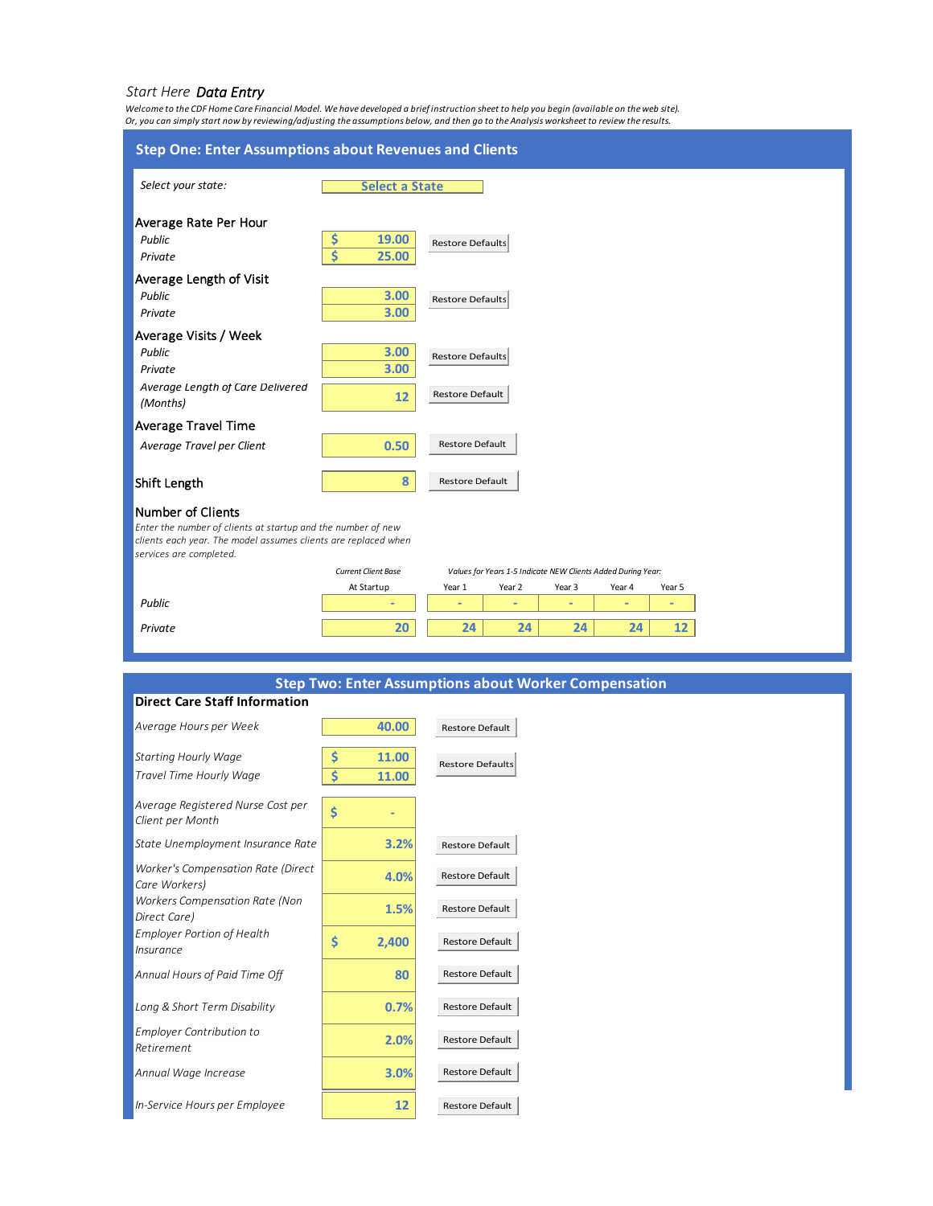*Start Here* ***Data Entry***

*Welcome to the CDF Home Care Financial Model. We have developed a brief instruction sheet to help you begin (available on the web site). Or, you can simply start now by reviewing/adjusting the assumptions below, and then go to the Analysis worksheet to review the results.*

## Step One: Enter Assumptions about Revenues and Clients

*Select your state:* Select a State

**Average Rate Per Hour**

| | | |
|---|---|---|
| *Public* | $ 19.00 | Restore Defaults |
| *Private* | $ 25.00 | |

**Average Length of Visit**

| | | |
|---|---|---|
| *Public* | 3.00 | Restore Defaults |
| *Private* | 3.00 | |

**Average Visits / Week**

| | | |
|---|---|---|
| *Public* | 3.00 | Restore Defaults |
| *Private* | 3.00 | |
| *Average Length of Care Delivered (Months)* | 12 | Restore Default |

**Average Travel Time**

| | | |
|---|---|---|
| *Average Travel per Client* | 0.50 | Restore Default |

| | | |
|---|---|---|
| **Shift Length** | 8 | Restore Default |

**Number of Clients**

*Enter the number of clients at startup and the number of new clients each year. The model assumes clients are replaced when services are completed.*

| | *Current Client Base* | *Values for Years 1-5 Indicate NEW Clients Added During Year:* | | | | |
|---|---|---|---|---|---|---|
| | At Startup | Year 1 | Year 2 | Year 3 | Year 4 | Year 5 |
| *Public* | - | - | - | - | - | - |
| *Private* | 20 | 24 | 24 | 24 | 24 | 12 |

## Step Two: Enter Assumptions about Worker Compensation

**Direct Care Staff Information**

| | | |
|---|---|---|
| *Average Hours per Week* | 40.00 | Restore Default |
| *Starting Hourly Wage* | $ 11.00 | Restore Defaults |
| *Travel Time Hourly Wage* | $ 11.00 | |
| *Average Registered Nurse Cost per Client per Month* | $ - | |
| *State Unemployment Insurance Rate* | 3.2% | Restore Default |
| *Worker's Compensation Rate (Direct Care Workers)* | 4.0% | Restore Default |
| *Workers Compensation Rate (Non Direct Care)* | 1.5% | Restore Default |
| *Employer Portion of Health Insurance* | $ 2,400 | Restore Default |
| *Annual Hours of Paid Time Off* | 80 | Restore Default |
| *Long & Short Term Disability* | 0.7% | Restore Default |
| *Employer Contribution to Retirement* | 2.0% | Restore Default |
| *Annual Wage Increase* | 3.0% | Restore Default |
| *In-Service Hours per Employee* | 12 | Restore Default |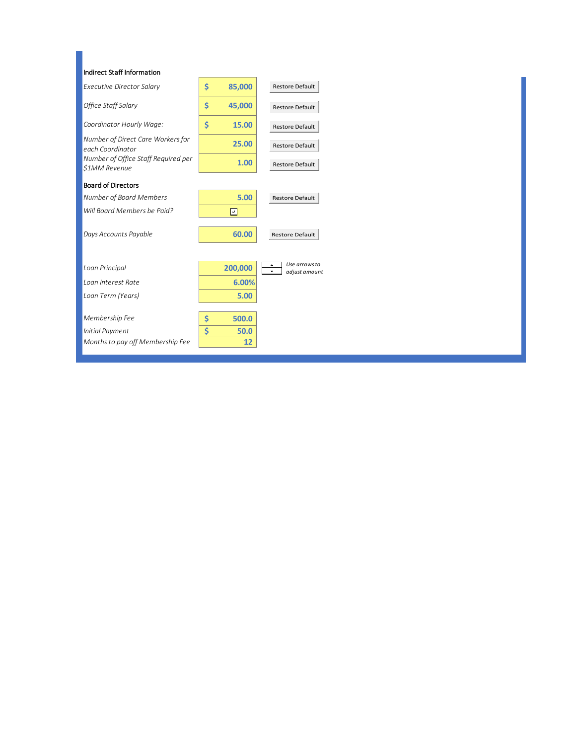**Indirect Staff Information**

| | | |
|---|---|---|
| *Executive Director Salary* | $ 85,000 | Restore Default |
| *Office Staff Salary* | $ 45,000 | Restore Default |
| *Coordinator Hourly Wage:* | $ 15.00 | Restore Default |
| *Number of Direct Care Workers for each Coordinator* | 25.00 | Restore Default |
| *Number of Office Staff Required per $1MM Revenue* | 1.00 | Restore Default |

**Board of Directors**

| | | |
|---|---|---|
| *Number of Board Members* | 5.00 | Restore Default |
| *Will Board Members be Paid?* | ☑ | |
| *Days Accounts Payable* | 60.00 | Restore Default |

| | | |
|---|---|---|
| *Loan Principal* | 200,000 | *Use arrows to adjust amount* |
| *Loan Interest Rate* | 6.00% | |
| *Loan Term (Years)* | 5.00 | |

| | |
|---|---|
| *Membership Fee* | $ 500.0 |
| *Initial Payment* | $ 50.0 |
| *Months to pay off Membership Fee* | 12 |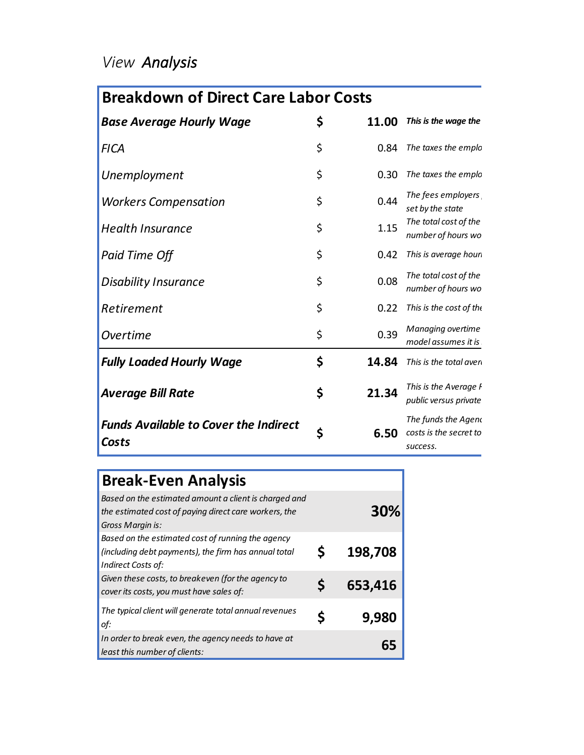*View* ***Analysis***

| **Breakdown of Direct Care Labor Costs** | | | |
|---|---|---|---|
| ***Base Average Hourly Wage*** | **$** | **11.00** | ***This is the wage the*** |
| *FICA* | $ | 0.84 | *The taxes the emplo* |
| *Unemployment* | $ | 0.30 | *The taxes the emplo* |
| *Workers Compensation* | $ | 0.44 | *The fees employers set by the state* |
| *Health Insurance* | $ | 1.15 | *The total cost of the number of hours wo* |
| *Paid Time Off* | $ | 0.42 | *This is average hour* |
| *Disability Insurance* | $ | 0.08 | *The total cost of the number of hours wo* |
| *Retirement* | $ | 0.22 | *This is the cost of the* |
| *Overtime* | $ | 0.39 | *Managing overtime model assumes it is* |
| ***Fully Loaded Hourly Wage*** | **$** | **14.84** | *This is the total aver* |
| ***Average Bill Rate*** | **$** | **21.34** | *This is the Average F public versus private* |
| ***Funds Available to Cover the Indirect Costs*** | **$** | **6.50** | *The funds the Agenc costs is the secret to success.* |

| **Break-Even Analysis** | | |
|---|---|---|
| *Based on the estimated amount a client is charged and the estimated cost of paying direct care workers, the Gross Margin is:* | | **30%** |
| *Based on the estimated cost of running the agency (including debt payments), the firm has annual total Indirect Costs of:* | **$** | **198,708** |
| *Given these costs, to breakeven (for the agency to cover its costs, you must have sales of:* | **$** | **653,416** |
| *The typical client will generate total annual revenues of:* | **$** | **9,980** |
| *In order to break even, the agency needs to have at least this number of clients:* | | **65** |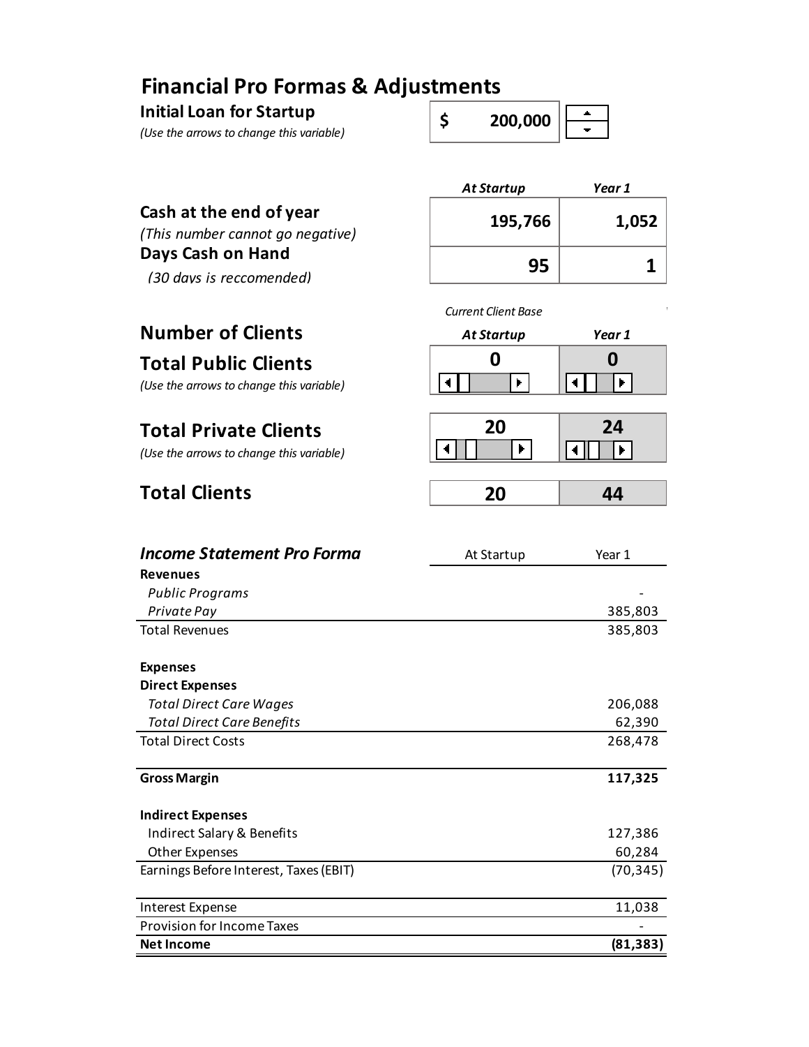# Financial Pro Formas & Adjustments

**Initial Loan for Startup** | $ 200,000

*(Use the arrows to change this variable)*

| | *At Startup* | *Year 1* |
|---|---|---|
| **Cash at the end of year** *(This number cannot go negative)* | 195,766 | 1,052 |
| **Days Cash on Hand** *(30 days is reccomended)* | 95 | 1 |

| **Number of Clients** | *Current Client Base* *At Startup* | *Year 1* |
|---|---|---|
| **Total Public Clients** *(Use the arrows to change this variable)* | 0 | 0 |
| **Total Private Clients** *(Use the arrows to change this variable)* | 20 | 24 |
| **Total Clients** | 20 | 44 |

| ***Income Statement Pro Forma*** | At Startup | Year 1 |
|---|---|---|
| **Revenues** | | |
| *Public Programs* | | - |
| *Private Pay* | | 385,803 |
| Total Revenues | | 385,803 |
| | | |
| **Expenses** | | |
| **Direct Expenses** | | |
| *Total Direct Care Wages* | | 206,088 |
| *Total Direct Care Benefits* | | 62,390 |
| Total Direct Costs | | 268,478 |
| | | |
| **Gross Margin** | | **117,325** |
| | | |
| **Indirect Expenses** | | |
| Indirect Salary & Benefits | | 127,386 |
| Other Expenses | | 60,284 |
| Earnings Before Interest, Taxes (EBIT) | | (70,345) |
| | | |
| Interest Expense | | 11,038 |
| Provision for Income Taxes | | - |
| **Net Income** | | **(81,383)** |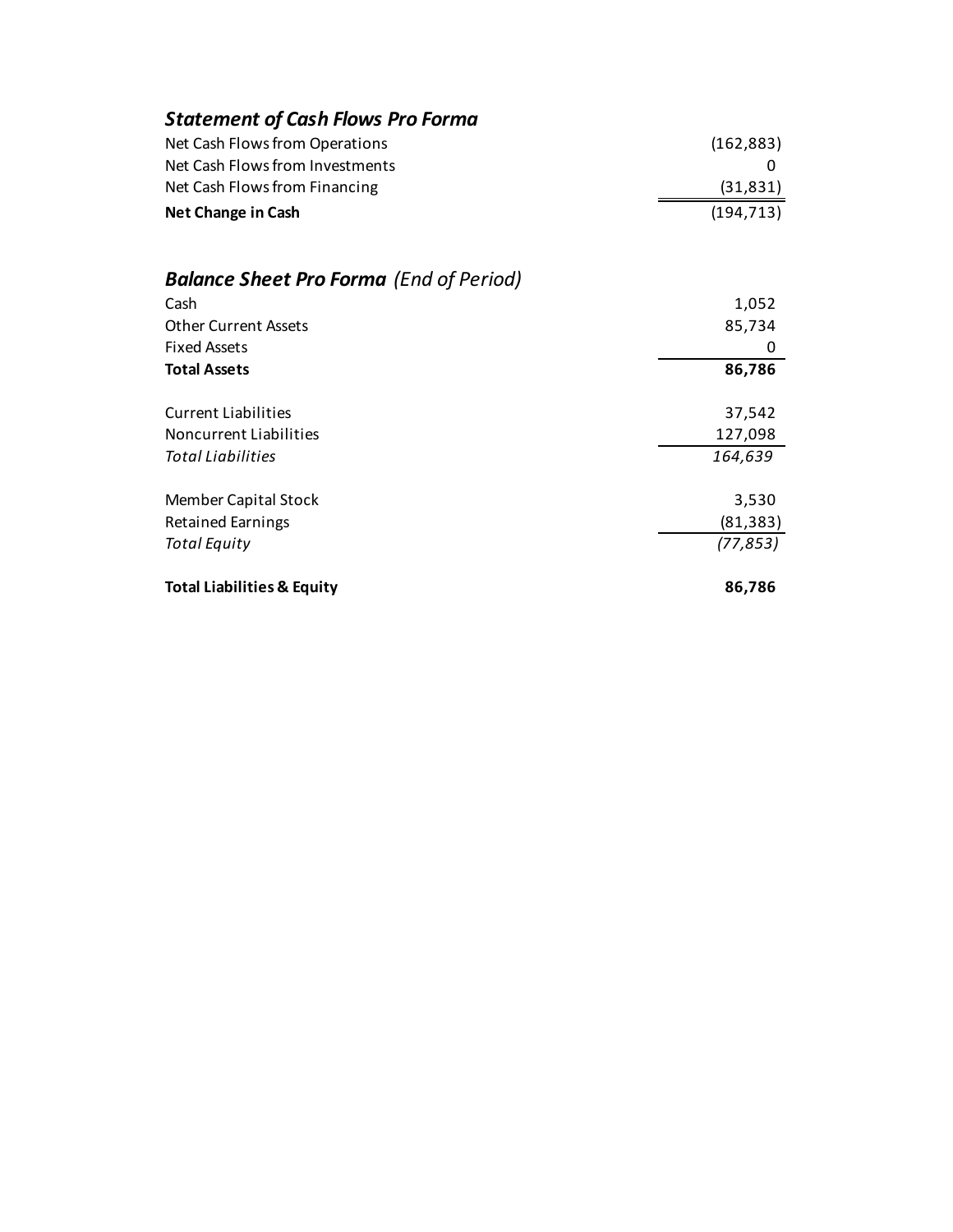### *Statement of Cash Flows Pro Forma*

| | |
|---|---|
| Net Cash Flows from Operations | (162,883) |
| Net Cash Flows from Investments | 0 |
| Net Cash Flows from Financing | (31,831) |
| **Net Change in Cash** | (194,713) |

### *Balance Sheet Pro Forma* *(End of Period)*

| | |
|---|---|
| Cash | 1,052 |
| Other Current Assets | 85,734 |
| Fixed Assets | 0 |
| **Total Assets** | **86,786** |
| | |
| Current Liabilities | 37,542 |
| Noncurrent Liabilities | 127,098 |
| *Total Liabilities* | *164,639* |
| | |
| Member Capital Stock | 3,530 |
| Retained Earnings | (81,383) |
| *Total Equity* | *(77,853)* |
| | |
| **Total Liabilities & Equity** | **86,786** |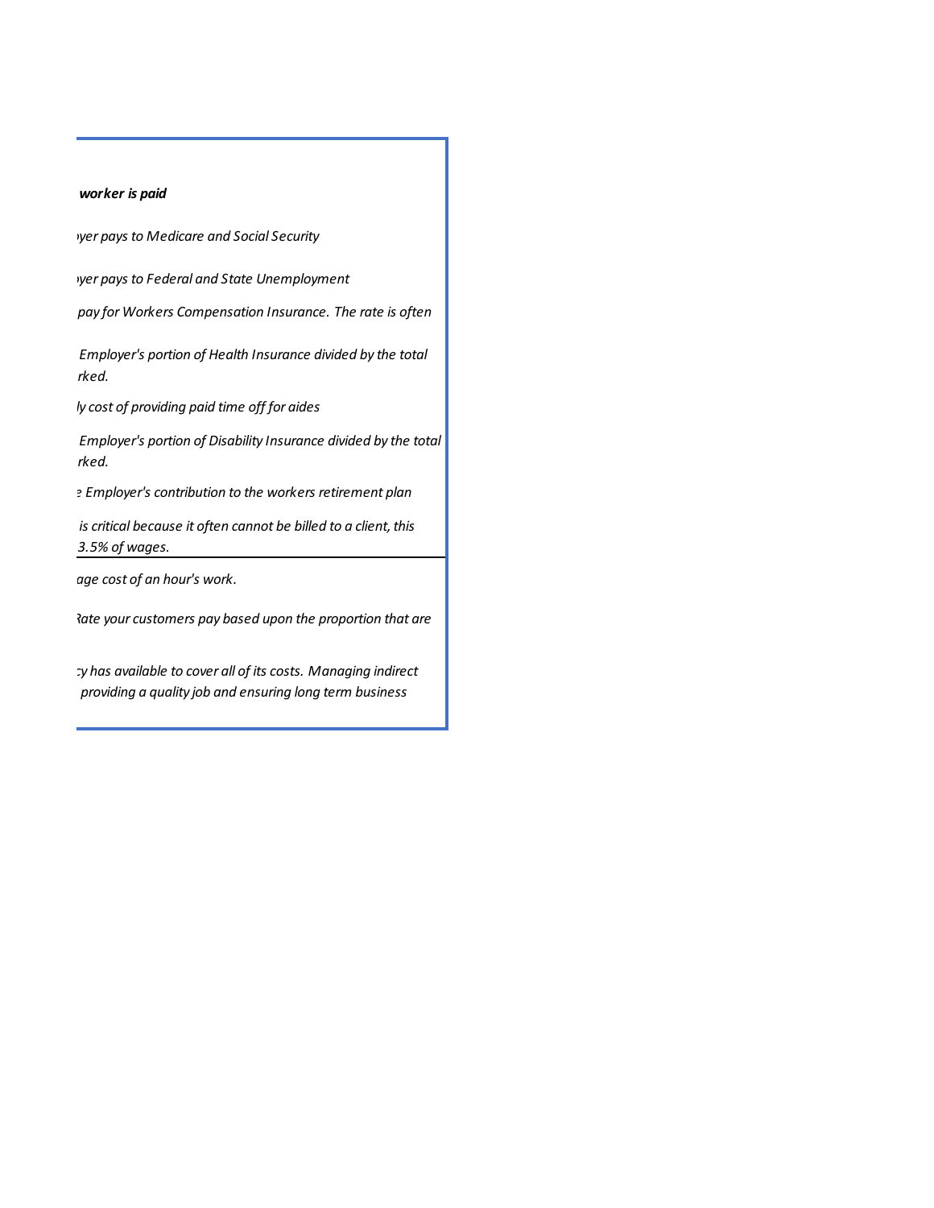***worker is paid***

*›yer pays to Medicare and Social Security*

*›yer pays to Federal and State Unemployment*

*pay for Workers Compensation Insurance. The rate is often*

*Employer's portion of Health Insurance divided by the total rked.*

*ly cost of providing paid time off for aides*

*Employer's portion of Disability Insurance divided by the total rked.*

*e Employer's contribution to the workers retirement plan*

*is critical because it often cannot be billed to a client, this 3.5% of wages.*

*age cost of an hour's work.*

*Rate your customers pay based upon the proportion that are*

*cy has available to cover all of its costs. Managing indirect providing a quality job and ensuring long term business*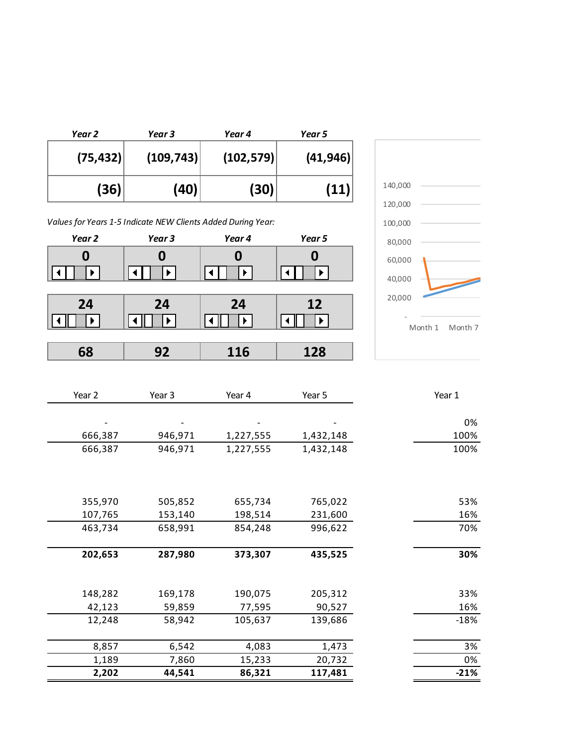| Year 2 | Year 3 | Year 4 | Year 5 |
|---|---|---|---|
| (75,432) | (109,743) | (102,579) | (41,946) |
| (36) | (40) | (30) | (11) |

*Values for Years 1-5 Indicate NEW Clients Added During Year:*

| Year 2 | Year 3 | Year 4 | Year 5 |
|---|---|---|---|
| 0 | 0 | 0 | 0 |
| 24 | 24 | 24 | 12 |
| 68 | 92 | 116 | 128 |

140,000
120,000
100,000
80,000
60,000
40,000
20,000
-

Month 1 Month 7

| Year 2 | Year 3 | Year 4 | Year 5 | Year 1 |
|---|---|---|---|---|
| - | - | - | - | 0% |
| 666,387 | 946,971 | 1,227,555 | 1,432,148 | 100% |
| 666,387 | 946,971 | 1,227,555 | 1,432,148 | 100% |
| | | | | |
| 355,970 | 505,852 | 655,734 | 765,022 | 53% |
| 107,765 | 153,140 | 198,514 | 231,600 | 16% |
| 463,734 | 658,991 | 854,248 | 996,622 | 70% |
| **202,653** | **287,980** | **373,307** | **435,525** | **30%** |
| | | | | |
| 148,282 | 169,178 | 190,075 | 205,312 | 33% |
| 42,123 | 59,859 | 77,595 | 90,527 | 16% |
| 12,248 | 58,942 | 105,637 | 139,686 | -18% |
| 8,857 | 6,542 | 4,083 | 1,473 | 3% |
| 1,189 | 7,860 | 15,233 | 20,732 | 0% |
| **2,202** | **44,541** | **86,321** | **117,481** | **-21%** |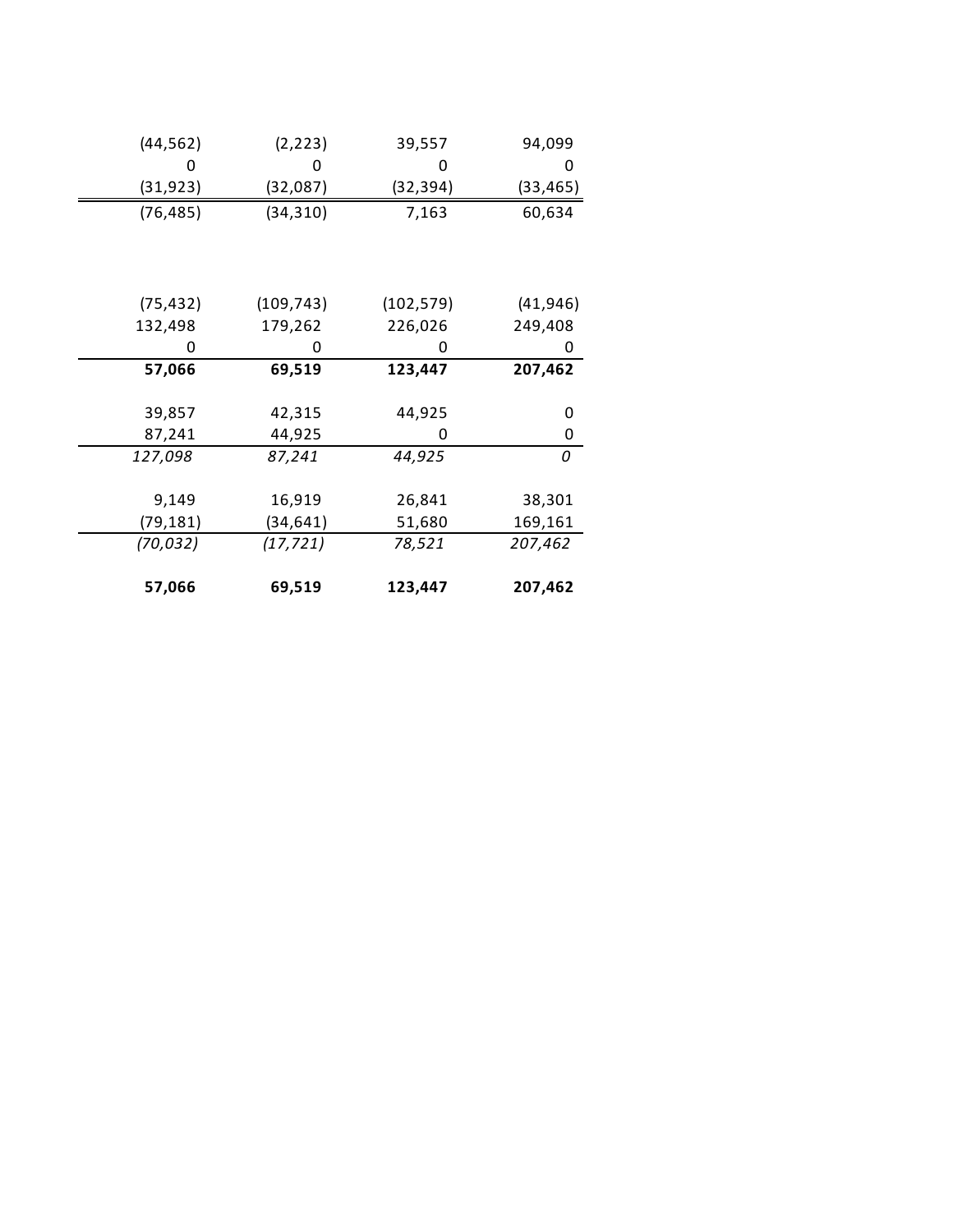| | | | |
|---|---|---|---|
| (44,562) | (2,223) | 39,557 | 94,099 |
| 0 | 0 | 0 | 0 |
| (31,923) | (32,087) | (32,394) | (33,465) |
| (76,485) | (34,310) | 7,163 | 60,634 |
| | | | |
| (75,432) | (109,743) | (102,579) | (41,946) |
| 132,498 | 179,262 | 226,026 | 249,408 |
| 0 | 0 | 0 | 0 |
| **57,066** | **69,519** | **123,447** | **207,462** |
| | | | |
| 39,857 | 42,315 | 44,925 | 0 |
| 87,241 | 44,925 | 0 | 0 |
| *127,098* | *87,241* | *44,925* | *0* |
| | | | |
| 9,149 | 16,919 | 26,841 | 38,301 |
| (79,181) | (34,641) | 51,680 | 169,161 |
| *(70,032)* | *(17,721)* | *78,521* | *207,462* |
| | | | |
| **57,066** | **69,519** | **123,447** | **207,462** |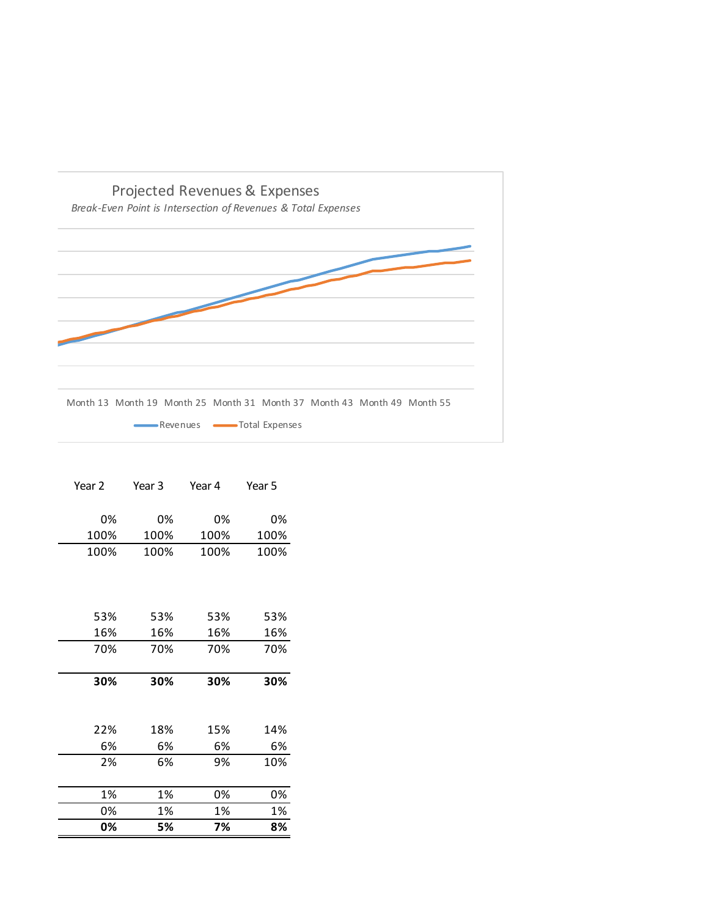## Projected Revenues & Expenses

*Break-Even Point is Intersection of Revenues & Total Expenses*

Month 13 Month 19 Month 25 Month 31 Month 37 Month 43 Month 49 Month 55

Revenues — Total Expenses

| Year 2 | Year 3 | Year 4 | Year 5 |
|---|---|---|---|
| 0% | 0% | 0% | 0% |
| 100% | 100% | 100% | 100% |
| 100% | 100% | 100% | 100% |
| | | | |
| 53% | 53% | 53% | 53% |
| 16% | 16% | 16% | 16% |
| 70% | 70% | 70% | 70% |
| | | | |
| **30%** | **30%** | **30%** | **30%** |
| | | | |
| 22% | 18% | 15% | 14% |
| 6% | 6% | 6% | 6% |
| 2% | 6% | 9% | 10% |
| | | | |
| 1% | 1% | 0% | 0% |
| 0% | 1% | 1% | 1% |
| **0%** | **5%** | **7%** | **8%** |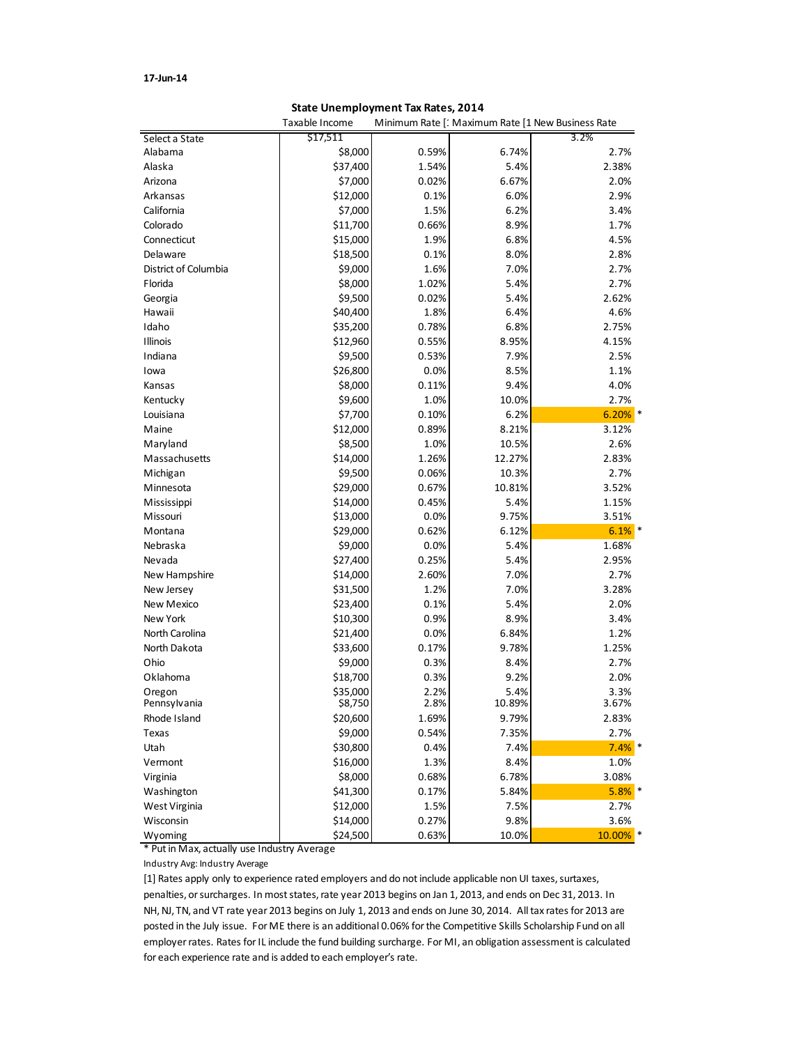**17-Jun-14**

## State Unemployment Tax Rates, 2014

| | Taxable Income | Minimum Rate [1 | Maximum Rate [1 | New Business Rate | |
|---|---|---|---|---|---|
| Select a State | $17,511 | | | 3.2% | |
| Alabama | $8,000 | 0.59% | 6.74% | 2.7% | |
| Alaska | $37,400 | 1.54% | 5.4% | 2.38% | |
| Arizona | $7,000 | 0.02% | 6.67% | 2.0% | |
| Arkansas | $12,000 | 0.1% | 6.0% | 2.9% | |
| California | $7,000 | 1.5% | 6.2% | 3.4% | |
| Colorado | $11,700 | 0.66% | 8.9% | 1.7% | |
| Connecticut | $15,000 | 1.9% | 6.8% | 4.5% | |
| Delaware | $18,500 | 0.1% | 8.0% | 2.8% | |
| District of Columbia | $9,000 | 1.6% | 7.0% | 2.7% | |
| Florida | $8,000 | 1.02% | 5.4% | 2.7% | |
| Georgia | $9,500 | 0.02% | 5.4% | 2.62% | |
| Hawaii | $40,400 | 1.8% | 6.4% | 4.6% | |
| Idaho | $35,200 | 0.78% | 6.8% | 2.75% | |
| Illinois | $12,960 | 0.55% | 8.95% | 4.15% | |
| Indiana | $9,500 | 0.53% | 7.9% | 2.5% | |
| Iowa | $26,800 | 0.0% | 8.5% | 1.1% | |
| Kansas | $8,000 | 0.11% | 9.4% | 4.0% | |
| Kentucky | $9,600 | 1.0% | 10.0% | 2.7% | |
| Louisiana | $7,700 | 0.10% | 6.2% | 6.20% | * |
| Maine | $12,000 | 0.89% | 8.21% | 3.12% | |
| Maryland | $8,500 | 1.0% | 10.5% | 2.6% | |
| Massachusetts | $14,000 | 1.26% | 12.27% | 2.83% | |
| Michigan | $9,500 | 0.06% | 10.3% | 2.7% | |
| Minnesota | $29,000 | 0.67% | 10.81% | 3.52% | |
| Mississippi | $14,000 | 0.45% | 5.4% | 1.15% | |
| Missouri | $13,000 | 0.0% | 9.75% | 3.51% | |
| Montana | $29,000 | 0.62% | 6.12% | 6.1% | * |
| Nebraska | $9,000 | 0.0% | 5.4% | 1.68% | |
| Nevada | $27,400 | 0.25% | 5.4% | 2.95% | |
| New Hampshire | $14,000 | 2.60% | 7.0% | 2.7% | |
| New Jersey | $31,500 | 1.2% | 7.0% | 3.28% | |
| New Mexico | $23,400 | 0.1% | 5.4% | 2.0% | |
| New York | $10,300 | 0.9% | 8.9% | 3.4% | |
| North Carolina | $21,400 | 0.0% | 6.84% | 1.2% | |
| North Dakota | $33,600 | 0.17% | 9.78% | 1.25% | |
| Ohio | $9,000 | 0.3% | 8.4% | 2.7% | |
| Oklahoma | $18,700 | 0.3% | 9.2% | 2.0% | |
| Oregon | $35,000 | 2.2% | 5.4% | 3.3% | |
| Pennsylvania | $8,750 | 2.8% | 10.89% | 3.67% | |
| Rhode Island | $20,600 | 1.69% | 9.79% | 2.83% | |
| Texas | $9,000 | 0.54% | 7.35% | 2.7% | |
| Utah | $30,800 | 0.4% | 7.4% | 7.4% | * |
| Vermont | $16,000 | 1.3% | 8.4% | 1.0% | |
| Virginia | $8,000 | 0.68% | 6.78% | 3.08% | |
| Washington | $41,300 | 0.17% | 5.84% | 5.8% | * |
| West Virginia | $12,000 | 1.5% | 7.5% | 2.7% | |
| Wisconsin | $14,000 | 0.27% | 9.8% | 3.6% | |
| Wyoming | $24,500 | 0.63% | 10.0% | 10.00% | * |

* Put in Max, actually use Industry Average

Industry Avg: Industry Average

[1] Rates apply only to experience rated employers and do not include applicable non UI taxes, surtaxes, penalties, or surcharges. In most states, rate year 2013 begins on Jan 1, 2013, and ends on Dec 31, 2013. In NH, NJ, TN, and VT rate year 2013 begins on July 1, 2013 and ends on June 30, 2014. All tax rates for 2013 are posted in the July issue. For ME there is an additional 0.06% for the Competitive Skills Scholarship Fund on all employer rates. Rates for IL include the fund building surcharge. For MI, an obligation assessment is calculated for each experience rate and is added to each employer's rate.